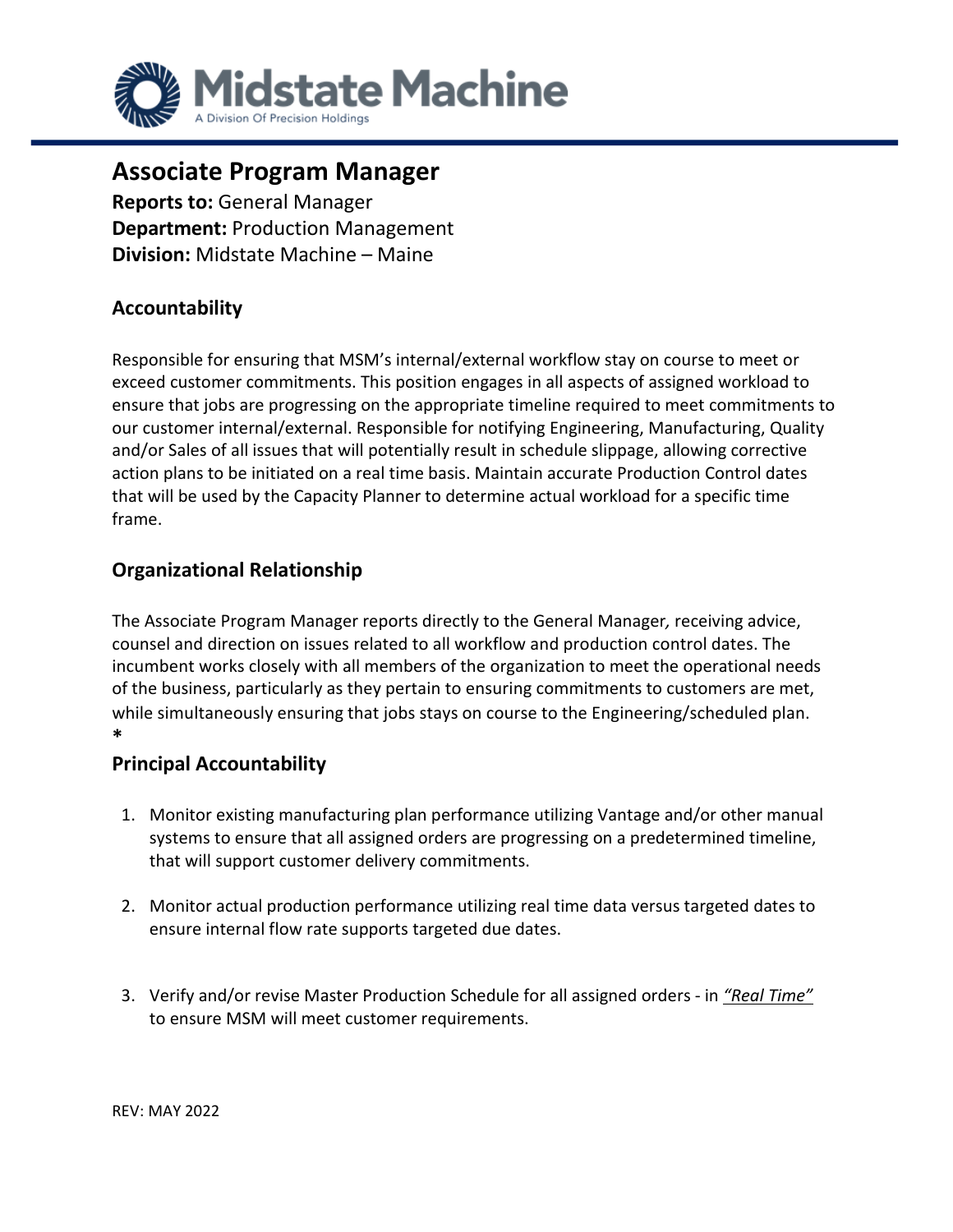Midstate Machine

A Division Of Precision Holdings

# Associate Program Manager

**Reports to:** General Manager
**Department:** Production Management
**Division:** Midstate Machine – Maine

## Accountability

Responsible for ensuring that MSM's internal/external workflow stay on course to meet or exceed customer commitments. This position engages in all aspects of assigned workload to ensure that jobs are progressing on the appropriate timeline required to meet commitments to our customer internal/external. Responsible for notifying Engineering, Manufacturing, Quality and/or Sales of all issues that will potentially result in schedule slippage, allowing corrective action plans to be initiated on a real time basis. Maintain accurate Production Control dates that will be used by the Capacity Planner to determine actual workload for a specific time frame.

## Organizational Relationship

The Associate Program Manager reports directly to the General Manager*,* receiving advice, counsel and direction on issues related to all workflow and production control dates. The incumbent works closely with all members of the organization to meet the operational needs of the business, particularly as they pertain to ensuring commitments to customers are met, while simultaneously ensuring that jobs stays on course to the Engineering/scheduled plan.
*

## Principal Accountability

1. Monitor existing manufacturing plan performance utilizing Vantage and/or other manual systems to ensure that all assigned orders are progressing on a predetermined timeline, that will support customer delivery commitments.

2. Monitor actual production performance utilizing real time data versus targeted dates to ensure internal flow rate supports targeted due dates.

3. Verify and/or revise Master Production Schedule for all assigned orders - in ***"Real Time"*** to ensure MSM will meet customer requirements.

REV: MAY 2022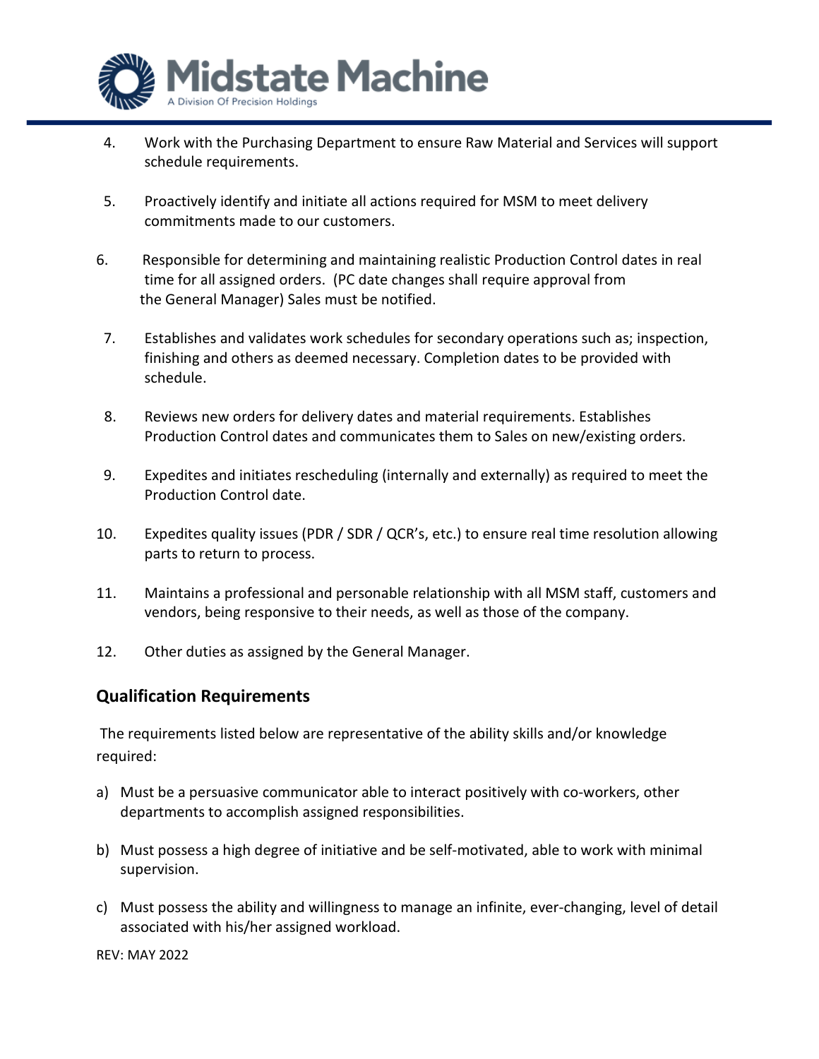4. Work with the Purchasing Department to ensure Raw Material and Services will support schedule requirements.

5. Proactively identify and initiate all actions required for MSM to meet delivery commitments made to our customers.

6. Responsible for determining and maintaining realistic Production Control dates in real time for all assigned orders. (PC date changes shall require approval from the General Manager) Sales must be notified.

7. Establishes and validates work schedules for secondary operations such as; inspection, finishing and others as deemed necessary. Completion dates to be provided with schedule.

8. Reviews new orders for delivery dates and material requirements. Establishes Production Control dates and communicates them to Sales on new/existing orders.

9. Expedites and initiates rescheduling (internally and externally) as required to meet the Production Control date.

10. Expedites quality issues (PDR / SDR / QCR's, etc.) to ensure real time resolution allowing parts to return to process.

11. Maintains a professional and personable relationship with all MSM staff, customers and vendors, being responsive to their needs, as well as those of the company.

12. Other duties as assigned by the General Manager.

## Qualification Requirements

The requirements listed below are representative of the ability skills and/or knowledge required:

a) Must be a persuasive communicator able to interact positively with co-workers, other departments to accomplish assigned responsibilities.

b) Must possess a high degree of initiative and be self-motivated, able to work with minimal supervision.

c) Must possess the ability and willingness to manage an infinite, ever-changing, level of detail associated with his/her assigned workload.

REV: MAY 2022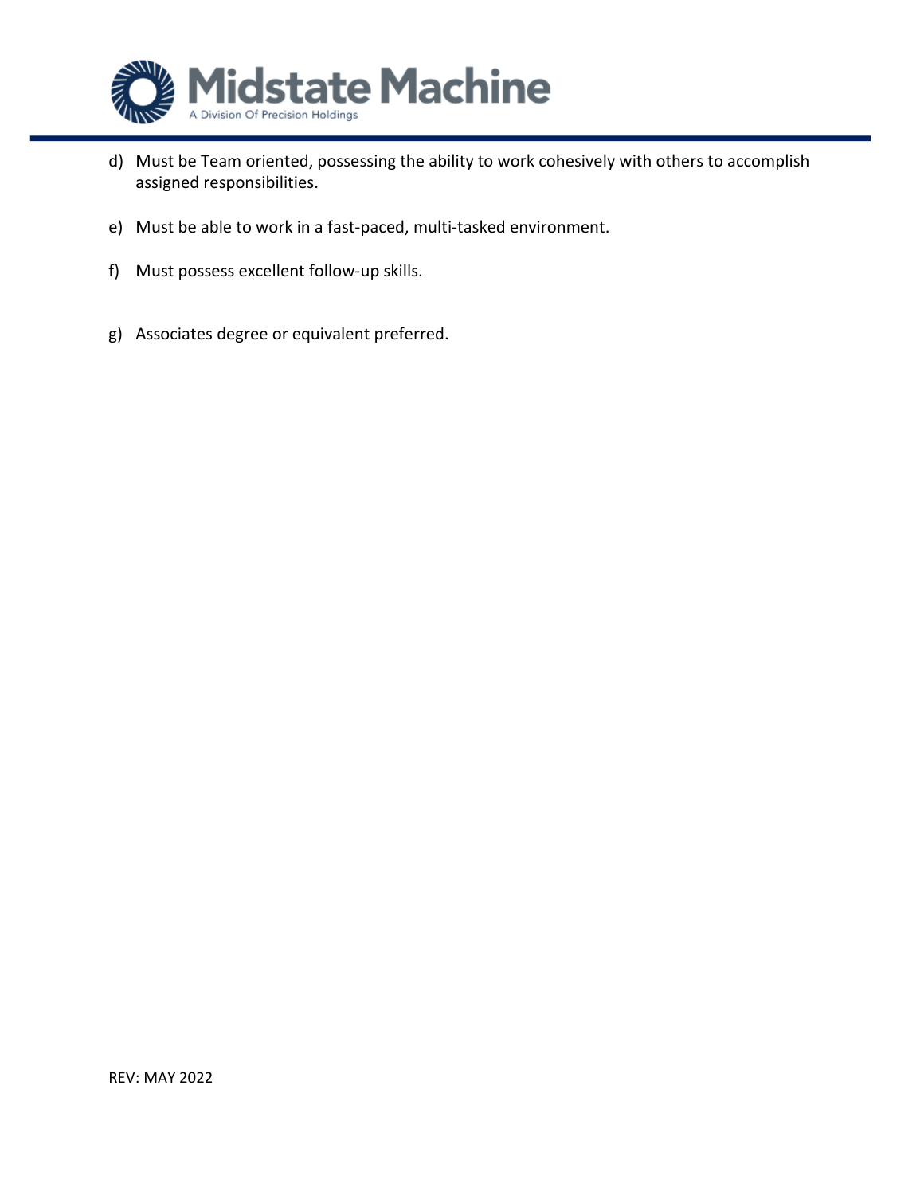d) Must be Team oriented, possessing the ability to work cohesively with others to accomplish assigned responsibilities.

e) Must be able to work in a fast-paced, multi-tasked environment.

f) Must possess excellent follow-up skills.

g) Associates degree or equivalent preferred.

REV: MAY 2022